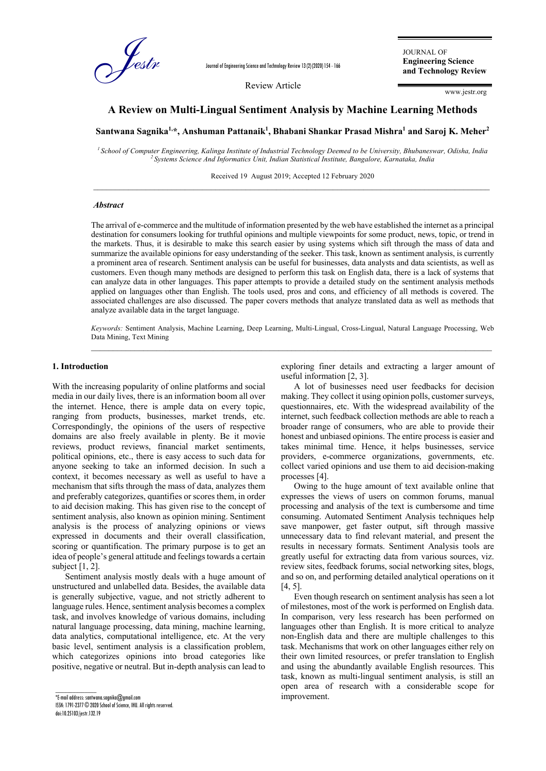Review Article

# A Review on Multi-Lingual Sentiment Analysis by Machine Learning Methods

**Santwana Sagnika[1,*], Anshuman Pattanaik[1], Bhabani Shankar Prasad Mishra[1] and Saroj K. Meher[2]**

*[1] School of Computer Engineering, Kalinga Institute of Industrial Technology Deemed to be University, Bhubaneswar, Odisha, India*
*[2] Systems Science And Informatics Unit, Indian Statistical Institute, Bangalore, Karnataka, India*

Received 19 August 2019; Accepted 12 February 2020

### *Abstract*

The arrival of e-commerce and the multitude of information presented by the web have established the internet as a principal destination for consumers looking for truthful opinions and multiple viewpoints for some product, news, topic, or trend in the markets. Thus, it is desirable to make this search easier by using systems which sift through the mass of data and summarize the available opinions for easy understanding of the seeker. This task, known as sentiment analysis, is currently a prominent area of research. Sentiment analysis can be useful for businesses, data analysts and data scientists, as well as customers. Even though many methods are designed to perform this task on English data, there is a lack of systems that can analyze data in other languages. This paper attempts to provide a detailed study on the sentiment analysis methods applied on languages other than English. The tools used, pros and cons, and efficiency of all methods is covered. The associated challenges are also discussed. The paper covers methods that analyze translated data as well as methods that analyze available data in the target language.

*Keywords:* Sentiment Analysis, Machine Learning, Deep Learning, Multi-Lingual, Cross-Lingual, Natural Language Processing, Web Data Mining, Text Mining

## 1. Introduction

With the increasing popularity of online platforms and social media in our daily lives, there is an information boom all over the internet. Hence, there is ample data on every topic, ranging from products, businesses, market trends, etc. Correspondingly, the opinions of the users of respective domains are also freely available in plenty. Be it movie reviews, product reviews, financial market sentiments, political opinions, etc., there is easy access to such data for anyone seeking to take an informed decision. In such a context, it becomes necessary as well as useful to have a mechanism that sifts through the mass of data, analyzes them and preferably categorizes, quantifies or scores them, in order to aid decision making. This has given rise to the concept of sentiment analysis, also known as opinion mining. Sentiment analysis is the process of analyzing opinions or views expressed in documents and their overall classification, scoring or quantification. The primary purpose is to get an idea of people's general attitude and feelings towards a certain subject [1, 2].

Sentiment analysis mostly deals with a huge amount of unstructured and unlabelled data. Besides, the available data is generally subjective, vague, and not strictly adherent to language rules. Hence, sentiment analysis becomes a complex task, and involves knowledge of various domains, including natural language processing, data mining, machine learning, data analytics, computational intelligence, etc. At the very basic level, sentiment analysis is a classification problem, which categorizes opinions into broad categories like positive, negative or neutral. But in-depth analysis can lead to exploring finer details and extracting a larger amount of useful information [2, 3].

A lot of businesses need user feedbacks for decision making. They collect it using opinion polls, customer surveys, questionnaires, etc. With the widespread availability of the internet, such feedback collection methods are able to reach a broader range of consumers, who are able to provide their honest and unbiased opinions. The entire process is easier and takes minimal time. Hence, it helps businesses, service providers, e-commerce organizations, governments, etc. collect varied opinions and use them to aid decision-making processes [4].

Owing to the huge amount of text available online that expresses the views of users on common forums, manual processing and analysis of the text is cumbersome and time consuming. Automated Sentiment Analysis techniques help save manpower, get faster output, sift through massive unnecessary data to find relevant material, and present the results in necessary formats. Sentiment Analysis tools are greatly useful for extracting data from various sources, viz. review sites, feedback forums, social networking sites, blogs, and so on, and performing detailed analytical operations on it [4, 5].

Even though research on sentiment analysis has seen a lot of milestones, most of the work is performed on English data. In comparison, very less research has been performed on languages other than English. It is more critical to analyze non-English data and there are multiple challenges to this task. Mechanisms that work on other languages either rely on their own limited resources, or prefer translation to English and using the abundantly available English resources. This task, known as multi-lingual sentiment analysis, is still an open area of research with a considerable scope for improvement.

---

*E-mail address: santwana.sagnika@gmail.com
ISSN: 1791-2377 © 2020 School of Science, IHU. All rights reserved.
doi:10.25103/jestr.132.19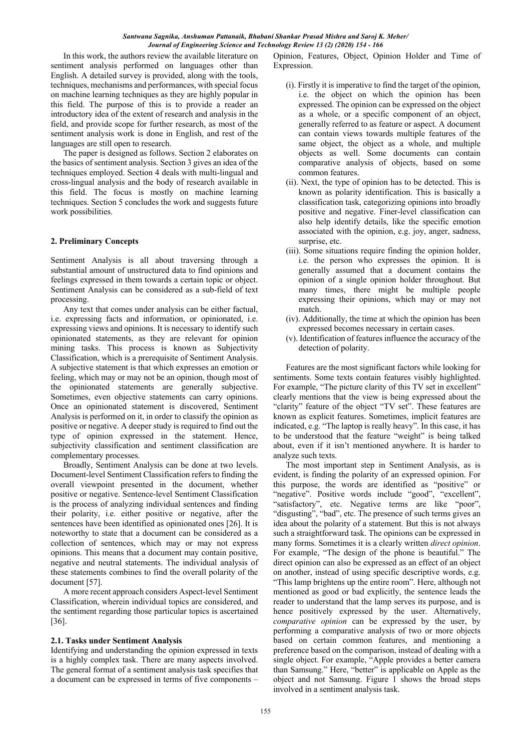In this work, the authors review the available literature on sentiment analysis performed on languages other than English. A detailed survey is provided, along with the tools, techniques, mechanisms and performances, with special focus on machine learning techniques as they are highly popular in this field. The purpose of this is to provide a reader an introductory idea of the extent of research and analysis in the field, and provide scope for further research, as most of the sentiment analysis work is done in English, and rest of the languages are still open to research.

The paper is designed as follows. Section 2 elaborates on the basics of sentiment analysis. Section 3 gives an idea of the techniques employed. Section 4 deals with multi-lingual and cross-lingual analysis and the body of research available in this field. The focus is mostly on machine learning techniques. Section 5 concludes the work and suggests future work possibilities.

## 2. Preliminary Concepts

Sentiment Analysis is all about traversing through a substantial amount of unstructured data to find opinions and feelings expressed in them towards a certain topic or object. Sentiment Analysis can be considered as a sub-field of text processing.

Any text that comes under analysis can be either factual, i.e. expressing facts and information, or opinionated, i.e. expressing views and opinions. It is necessary to identify such opinionated statements, as they are relevant for opinion mining tasks. This process is known as Subjectivity Classification, which is a prerequisite of Sentiment Analysis. A subjective statement is that which expresses an emotion or feeling, which may or may not be an opinion, though most of the opinionated statements are generally subjective. Sometimes, even objective statements can carry opinions. Once an opinionated statement is discovered, Sentiment Analysis is performed on it, in order to classify the opinion as positive or negative. A deeper study is required to find out the type of opinion expressed in the statement. Hence, subjectivity classification and sentiment classification are complementary processes.

Broadly, Sentiment Analysis can be done at two levels. Document-level Sentiment Classification refers to finding the overall viewpoint presented in the document, whether positive or negative. Sentence-level Sentiment Classification is the process of analyzing individual sentences and finding their polarity, i.e. either positive or negative, after the sentences have been identified as opinionated ones [26]. It is noteworthy to state that a document can be considered as a collection of sentences, which may or may not express opinions. This means that a document may contain positive, negative and neutral statements. The individual analysis of these statements combines to find the overall polarity of the document [57].

A more recent approach considers Aspect-level Sentiment Classification, wherein individual topics are considered, and the sentiment regarding those particular topics is ascertained [36].

### 2.1. Tasks under Sentiment Analysis

Identifying and understanding the opinion expressed in texts is a highly complex task. There are many aspects involved. The general format of a sentiment analysis task specifies that a document can be expressed in terms of five components – Opinion, Features, Object, Opinion Holder and Time of Expression.

(i). Firstly it is imperative to find the target of the opinion, i.e. the object on which the opinion has been expressed. The opinion can be expressed on the object as a whole, or a specific component of an object, generally referred to as feature or aspect. A document can contain views towards multiple features of the same object, the object as a whole, and multiple objects as well. Some documents can contain comparative analysis of objects, based on some common features.

(ii). Next, the type of opinion has to be detected. This is known as polarity identification. This is basically a classification task, categorizing opinions into broadly positive and negative. Finer-level classification can also help identify details, like the specific emotion associated with the opinion, e.g. joy, anger, sadness, surprise, etc.

(iii). Some situations require finding the opinion holder, i.e. the person who expresses the opinion. It is generally assumed that a document contains the opinion of a single opinion holder throughout. But many times, there might be multiple people expressing their opinions, which may or may not match.

(iv). Additionally, the time at which the opinion has been expressed becomes necessary in certain cases.

(v). Identification of features influence the accuracy of the detection of polarity.

Features are the most significant factors while looking for sentiments. Some texts contain features visibly highlighted. For example, "The picture clarity of this TV set in excellent" clearly mentions that the view is being expressed about the "clarity" feature of the object "TV set". These features are known as explicit features. Sometimes, implicit features are indicated, e.g. "The laptop is really heavy". In this case, it has to be understood that the feature "weight" is being talked about, even if it isn't mentioned anywhere. It is harder to analyze such texts.

The most important step in Sentiment Analysis, as is evident, is finding the polarity of an expressed opinion. For this purpose, the words are identified as "positive" or "negative". Positive words include "good", "excellent", "satisfactory", etc. Negative terms are like "poor", "disgusting", "bad", etc. The presence of such terms gives an idea about the polarity of a statement. But this is not always such a straightforward task. The opinions can be expressed in many forms. Sometimes it is a clearly written *direct opinion*. For example, "The design of the phone is beautiful." The direct opinion can also be expressed as an effect of an object on another, instead of using specific descriptive words, e.g. "This lamp brightens up the entire room". Here, although not mentioned as good or bad explicitly, the sentence leads the reader to understand that the lamp serves its purpose, and is hence positively expressed by the user. Alternatively, *comparative opinion* can be expressed by the user, by performing a comparative analysis of two or more objects based on certain common features, and mentioning a preference based on the comparison, instead of dealing with a single object. For example, "Apple provides a better camera than Samsung." Here, "better" is applicable on Apple as the object and not Samsung. Figure 1 shows the broad steps involved in a sentiment analysis task.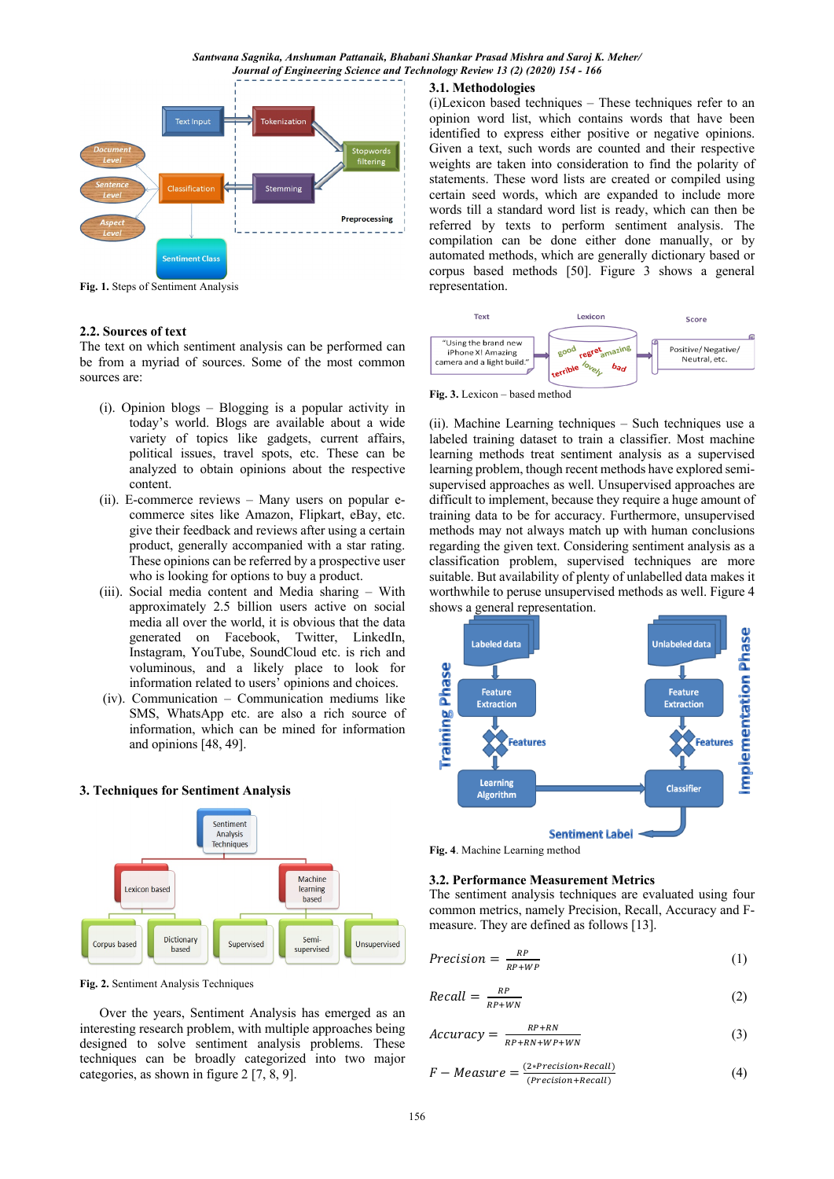Fig. 1. Steps of Sentiment Analysis

### 2.2. Sources of text

The text on which sentiment analysis can be performed can be from a myriad of sources. Some of the most common sources are:

(i). Opinion blogs – Blogging is a popular activity in today's world. Blogs are available about a wide variety of topics like gadgets, current affairs, political issues, travel spots, etc. These can be analyzed to obtain opinions about the respective content.

(ii). E-commerce reviews – Many users on popular e-commerce sites like Amazon, Flipkart, eBay, etc. give their feedback and reviews after using a certain product, generally accompanied with a star rating. These opinions can be referred by a prospective user who is looking for options to buy a product.

(iii). Social media content and Media sharing – With approximately 2.5 billion users active on social media all over the world, it is obvious that the data generated on Facebook, Twitter, LinkedIn, Instagram, YouTube, SoundCloud etc. is rich and voluminous, and a likely place to look for information related to users' opinions and choices.

(iv). Communication – Communication mediums like SMS, WhatsApp etc. are also a rich source of information, which can be mined for information and opinions [48, 49].

## 3. Techniques for Sentiment Analysis

Fig. 2. Sentiment Analysis Techniques

Over the years, Sentiment Analysis has emerged as an interesting research problem, with multiple approaches being designed to solve sentiment analysis problems. These techniques can be broadly categorized into two major categories, as shown in figure 2 [7, 8, 9].

### 3.1. Methodologies

(i)Lexicon based techniques – These techniques refer to an opinion word list, which contains words that have been identified to express either positive or negative opinions. Given a text, such words are counted and their respective weights are taken into consideration to find the polarity of statements. These word lists are created or compiled using certain seed words, which are expanded to include more words till a standard word list is ready, which can then be referred by texts to perform sentiment analysis. The compilation can be done either done manually, or by automated methods, which are generally dictionary based or corpus based methods [50]. Figure 3 shows a general representation.

Fig. 3. Lexicon – based method

(ii). Machine Learning techniques – Such techniques use a labeled training dataset to train a classifier. Most machine learning methods treat sentiment analysis as a supervised learning problem, though recent methods have explored semi-supervised approaches as well. Unsupervised approaches are difficult to implement, because they require a huge amount of training data to be for accuracy. Furthermore, unsupervised methods may not always match up with human conclusions regarding the given text. Considering sentiment analysis as a classification problem, supervised techniques are more suitable. But availability of plenty of unlabelled data makes it worthwhile to peruse unsupervised methods as well. Figure 4 shows a general representation.

Fig. 4. Machine Learning method

### 3.2. Performance Measurement Metrics

The sentiment analysis techniques are evaluated using four common metrics, namely Precision, Recall, Accuracy and F-measure. They are defined as follows [13].

$$Precision = \frac{RP}{RP+WP} \quad (1)$$

$$Recall = \frac{RP}{RP+WN} \quad (2)$$

$$Accuracy = \frac{RP+RN}{RP+RN+WP+WN} \quad (3)$$

$$F-Measure = \frac{(2*Precision*Recall)}{(Precision+Recall)} \quad (4)$$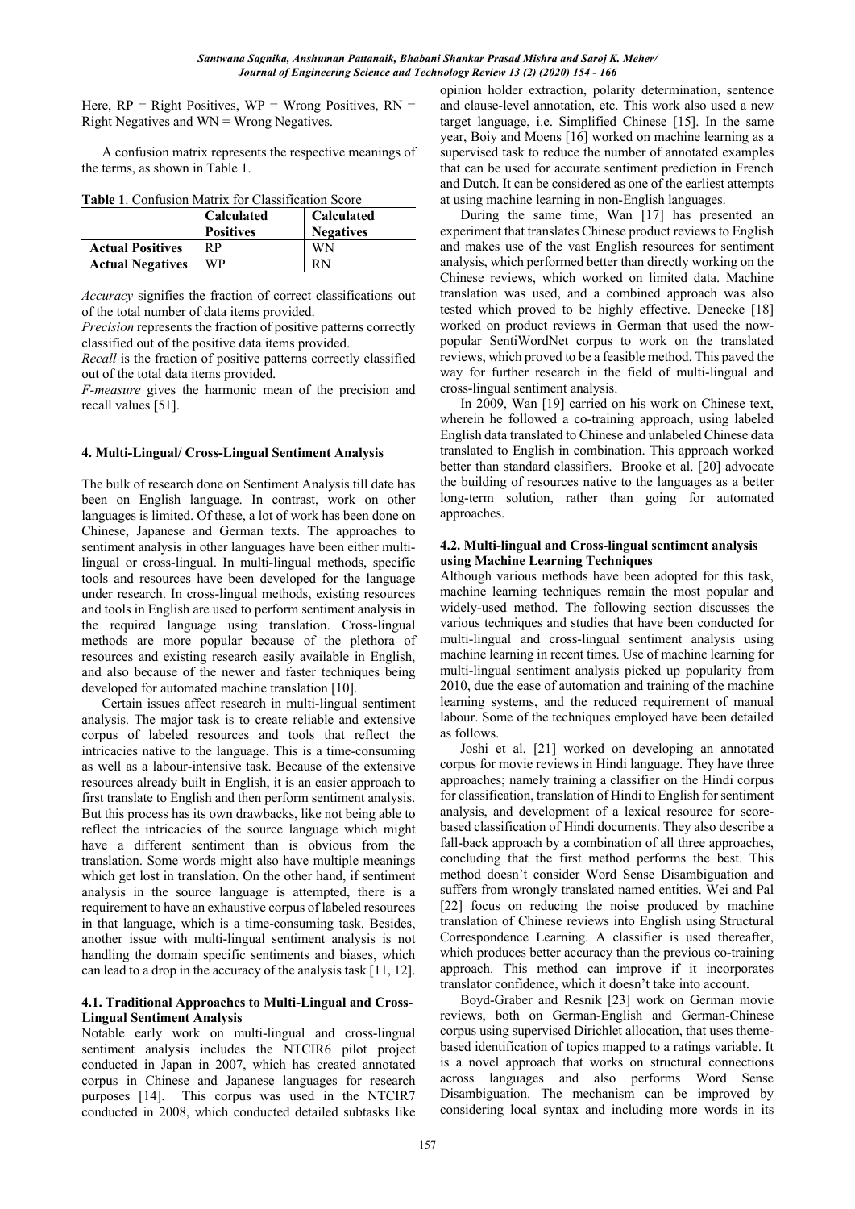Here, RP = Right Positives, WP = Wrong Positives, RN = Right Negatives and WN = Wrong Negatives.

A confusion matrix represents the respective meanings of the terms, as shown in Table 1.

**Table 1**. Confusion Matrix for Classification Score

| | **Calculated Positives** | **Calculated Negatives** |
|---|---|---|
| **Actual Positives** | RP | WN |
| **Actual Negatives** | WP | RN |

*Accuracy* signifies the fraction of correct classifications out of the total number of data items provided.

*Precision* represents the fraction of positive patterns correctly classified out of the positive data items provided.

*Recall* is the fraction of positive patterns correctly classified out of the total data items provided.

*F-measure* gives the harmonic mean of the precision and recall values [51].

## 4. Multi-Lingual/ Cross-Lingual Sentiment Analysis

The bulk of research done on Sentiment Analysis till date has been on English language. In contrast, work on other languages is limited. Of these, a lot of work has been done on Chinese, Japanese and German texts. The approaches to sentiment analysis in other languages have been either multi-lingual or cross-lingual. In multi-lingual methods, specific tools and resources have been developed for the language under research. In cross-lingual methods, existing resources and tools in English are used to perform sentiment analysis in the required language using translation. Cross-lingual methods are more popular because of the plethora of resources and existing research easily available in English, and also because of the newer and faster techniques being developed for automated machine translation [10].

Certain issues affect research in multi-lingual sentiment analysis. The major task is to create reliable and extensive corpus of labeled resources and tools that reflect the intricacies native to the language. This is a time-consuming as well as a labour-intensive task. Because of the extensive resources already built in English, it is an easier approach to first translate to English and then perform sentiment analysis. But this process has its own drawbacks, like not being able to reflect the intricacies of the source language which might have a different sentiment than is obvious from the translation. Some words might also have multiple meanings which get lost in translation. On the other hand, if sentiment analysis in the source language is attempted, there is a requirement to have an exhaustive corpus of labeled resources in that language, which is a time-consuming task. Besides, another issue with multi-lingual sentiment analysis is not handling the domain specific sentiments and biases, which can lead to a drop in the accuracy of the analysis task [11, 12].

### 4.1. Traditional Approaches to Multi-Lingual and Cross-Lingual Sentiment Analysis

Notable early work on multi-lingual and cross-lingual sentiment analysis includes the NTCIR6 pilot project conducted in Japan in 2007, which has created annotated corpus in Chinese and Japanese languages for research purposes [14]. This corpus was used in the NTCIR7 conducted in 2008, which conducted detailed subtasks like opinion holder extraction, polarity determination, sentence and clause-level annotation, etc. This work also used a new target language, i.e. Simplified Chinese [15]. In the same year, Boiy and Moens [16] worked on machine learning as a supervised task to reduce the number of annotated examples that can be used for accurate sentiment prediction in French and Dutch. It can be considered as one of the earliest attempts at using machine learning in non-English languages.

During the same time, Wan [17] has presented an experiment that translates Chinese product reviews to English and makes use of the vast English resources for sentiment analysis, which performed better than directly working on the Chinese reviews, which worked on limited data. Machine translation was used, and a combined approach was also tested which proved to be highly effective. Denecke [18] worked on product reviews in German that used the now-popular SentiWordNet corpus to work on the translated reviews, which proved to be a feasible method. This paved the way for further research in the field of multi-lingual and cross-lingual sentiment analysis.

In 2009, Wan [19] carried on his work on Chinese text, wherein he followed a co-training approach, using labeled English data translated to Chinese and unlabeled Chinese data translated to English in combination. This approach worked better than standard classifiers. Brooke et al. [20] advocate the building of resources native to the languages as a better long-term solution, rather than going for automated approaches.

### 4.2. Multi-lingual and Cross-lingual sentiment analysis using Machine Learning Techniques

Although various methods have been adopted for this task, machine learning techniques remain the most popular and widely-used method. The following section discusses the various techniques and studies that have been conducted for multi-lingual and cross-lingual sentiment analysis using machine learning in recent times. Use of machine learning for multi-lingual sentiment analysis picked up popularity from 2010, due the ease of automation and training of the machine learning systems, and the reduced requirement of manual labour. Some of the techniques employed have been detailed as follows.

Joshi et al. [21] worked on developing an annotated corpus for movie reviews in Hindi language. They have three approaches; namely training a classifier on the Hindi corpus for classification, translation of Hindi to English for sentiment analysis, and development of a lexical resource for score-based classification of Hindi documents. They also describe a fall-back approach by a combination of all three approaches, concluding that the first method performs the best. This method doesn't consider Word Sense Disambiguation and suffers from wrongly translated named entities. Wei and Pal [22] focus on reducing the noise produced by machine translation of Chinese reviews into English using Structural Correspondence Learning. A classifier is used thereafter, which produces better accuracy than the previous co-training approach. This method can improve if it incorporates translator confidence, which it doesn't take into account.

Boyd-Graber and Resnik [23] work on German movie reviews, both on German-English and German-Chinese corpus using supervised Dirichlet allocation, that uses theme-based identification of topics mapped to a ratings variable. It is a novel approach that works on structural connections across languages and also performs Word Sense Disambiguation. The mechanism can be improved by considering local syntax and including more words in its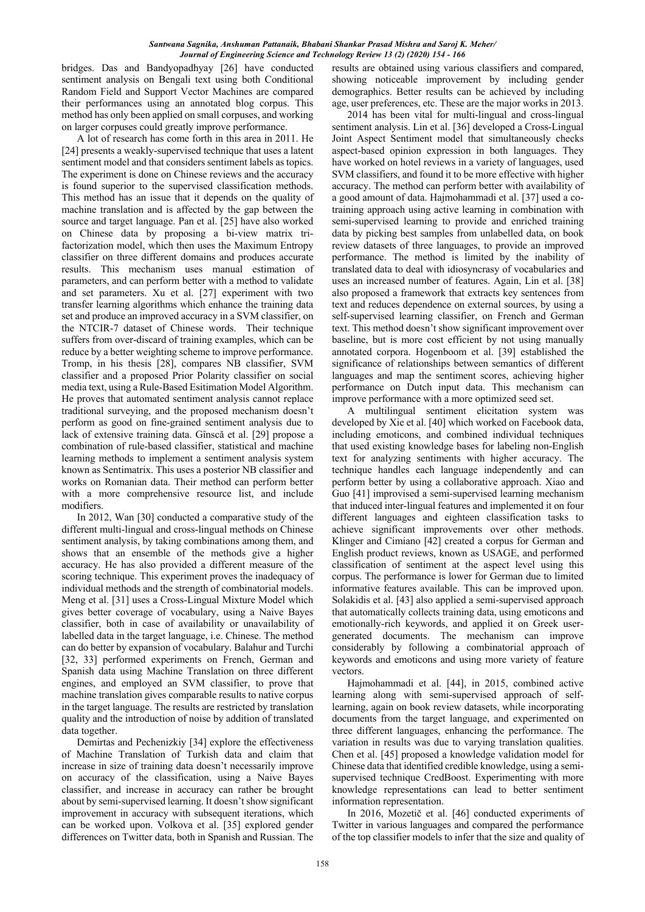bridges. Das and Bandyopadhyay [26] have conducted sentiment analysis on Bengali text using both Conditional Random Field and Support Vector Machines are compared their performances using an annotated blog corpus. This method has only been applied on small corpuses, and working on larger corpuses could greatly improve performance.

A lot of research has come forth in this area in 2011. He [24] presents a weakly-supervised technique that uses a latent sentiment model and that considers sentiment labels as topics. The experiment is done on Chinese reviews and the accuracy is found superior to the supervised classification methods. This method has an issue that it depends on the quality of machine translation and is affected by the gap between the source and target language. Pan et al. [25] have also worked on Chinese data by proposing a bi-view matrix tri-factorization model, which then uses the Maximum Entropy classifier on three different domains and produces accurate results. This mechanism uses manual estimation of parameters, and can perform better with a method to validate and set parameters. Xu et al. [27] experiment with two transfer learning algorithms which enhance the training data set and produce an improved accuracy in a SVM classifier, on the NTCIR-7 dataset of Chinese words. Their technique suffers from over-discard of training examples, which can be reduce by a better weighting scheme to improve performance. Tromp, in his thesis [28], compares NB classifier, SVM classifier and a proposed Prior Polarity classifier on social media text, using a Rule-Based Esitimation Model Algorithm. He proves that automated sentiment analysis cannot replace traditional surveying, and the proposed mechanism doesn't perform as good on fine-grained sentiment analysis due to lack of extensive training data. Gînscă et al. [29] propose a combination of rule-based classifier, statistical and machine learning methods to implement a sentiment analysis system known as Sentimatrix. This uses a posterior NB classifier and works on Romanian data. Their method can perform better with a more comprehensive resource list, and include modifiers.

In 2012, Wan [30] conducted a comparative study of the different multi-lingual and cross-lingual methods on Chinese sentiment analysis, by taking combinations among them, and shows that an ensemble of the methods give a higher accuracy. He has also provided a different measure of the scoring technique. This experiment proves the inadequacy of individual methods and the strength of combinatorial models. Meng et al. [31] uses a Cross-Lingual Mixture Model which gives better coverage of vocabulary, using a Naive Bayes classifier, both in case of availability or unavailability of labelled data in the target language, i.e. Chinese. The method can do better by expansion of vocabulary. Balahur and Turchi [32, 33] performed experiments on French, German and Spanish data using Machine Translation on three different engines, and employed an SVM classifier, to prove that machine translation gives comparable results to native corpus in the target language. The results are restricted by translation quality and the introduction of noise by addition of translated data together.

Demirtas and Pechenizkiy [34] explore the effectiveness of Machine Translation of Turkish data and claim that increase in size of training data doesn't necessarily improve on accuracy of the classification, using a Naive Bayes classifier, and increase in accuracy can rather be brought about by semi-supervised learning. It doesn't show significant improvement in accuracy with subsequent iterations, which can be worked upon. Volkova et al. [35] explored gender differences on Twitter data, both in Spanish and Russian. The results are obtained using various classifiers and compared, showing noticeable improvement by including gender demographics. Better results can be achieved by including age, user preferences, etc. These are the major works in 2013.

2014 has been vital for multi-lingual and cross-lingual sentiment analysis. Lin et al. [36] developed a Cross-Lingual Joint Aspect Sentiment model that simultaneously checks aspect-based opinion expression in both languages. They have worked on hotel reviews in a variety of languages, used SVM classifiers, and found it to be more effective with higher accuracy. The method can perform better with availability of a good amount of data. Hajmohammadi et al. [37] used a co-training approach using active learning in combination with semi-supervised learning to provide and enriched training data by picking best samples from unlabelled data, on book review datasets of three languages, to provide an improved performance. The method is limited by the inability of translated data to deal with idiosyncrasy of vocabularies and uses an increased number of features. Again, Lin et al. [38] also proposed a framework that extracts key sentences from text and reduces dependence on external sources, by using a self-supervised learning classifier, on French and German text. This method doesn't show significant improvement over baseline, but is more cost efficient by not using manually annotated corpora. Hogenboom et al. [39] established the significance of relationships between semantics of different languages and map the sentiment scores, achieving higher performance on Dutch input data. This mechanism can improve performance with a more optimized seed set.

A multilingual sentiment elicitation system was developed by Xie et al. [40] which worked on Facebook data, including emoticons, and combined individual techniques that used existing knowledge bases for labeling non-English text for analyzing sentiments with higher accuracy. The technique handles each language independently and can perform better by using a collaborative approach. Xiao and Guo [41] improvised a semi-supervised learning mechanism that induced inter-lingual features and implemented it on four different languages and eighteen classification tasks to achieve significant improvements over other methods. Klinger and Cimiano [42] created a corpus for German and English product reviews, known as USAGE, and performed classification of sentiment at the aspect level using this corpus. The performance is lower for German due to limited informative features available. This can be improved upon. Solakidis et al. [43] also applied a semi-supervised approach that automatically collects training data, using emoticons and emotionally-rich keywords, and applied it on Greek user-generated documents. The mechanism can improve considerably by following a combinatorial approach of keywords and emoticons and using more variety of feature vectors.

Hajmohammadi et al. [44], in 2015, combined active learning along with semi-supervised approach of self-learning, again on book review datasets, while incorporating documents from the target language, and experimented on three different languages, enhancing the performance. The variation in results was due to varying translation qualities. Chen et al. [45] proposed a knowledge validation model for Chinese data that identified credible knowledge, using a semi-supervised technique CredBoost. Experimenting with more knowledge representations can lead to better sentiment information representation.

In 2016, Mozetič et al. [46] conducted experiments of Twitter in various languages and compared the performance of the top classifier models to infer that the size and quality of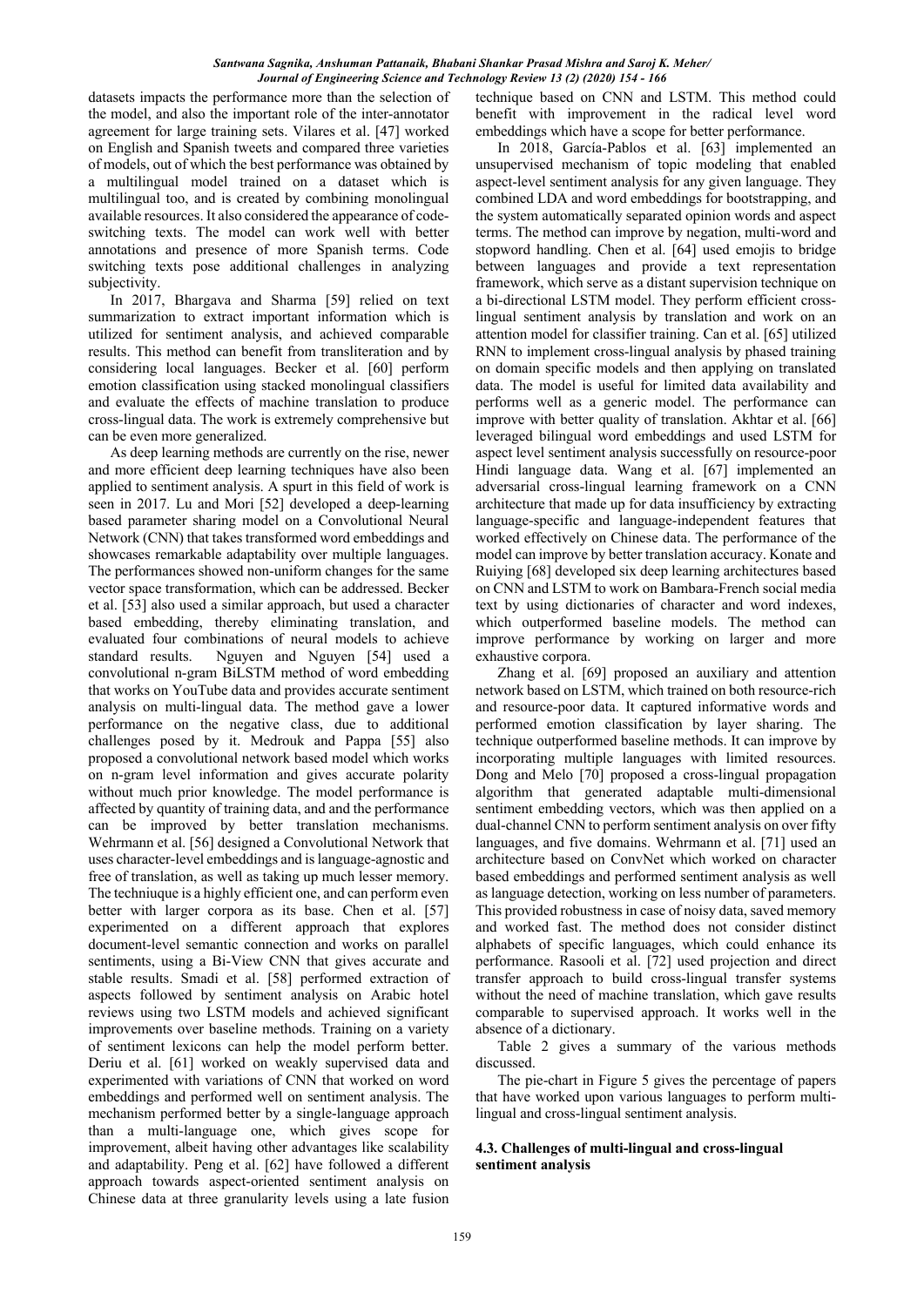datasets impacts the performance more than the selection of the model, and also the important role of the inter-annotator agreement for large training sets. Vilares et al. [47] worked on English and Spanish tweets and compared three varieties of models, out of which the best performance was obtained by a multilingual model trained on a dataset which is multilingual too, and is created by combining monolingual available resources. It also considered the appearance of code-switching texts. The model can work well with better annotations and presence of more Spanish terms. Code switching texts pose additional challenges in analyzing subjectivity.

In 2017, Bhargava and Sharma [59] relied on text summarization to extract important information which is utilized for sentiment analysis, and achieved comparable results. This method can benefit from transliteration and by considering local languages. Becker et al. [60] perform emotion classification using stacked monolingual classifiers and evaluate the effects of machine translation to produce cross-lingual data. The work is extremely comprehensive but can be even more generalized.

As deep learning methods are currently on the rise, newer and more efficient deep learning techniques have also been applied to sentiment analysis. A spurt in this field of work is seen in 2017. Lu and Mori [52] developed a deep-learning based parameter sharing model on a Convolutional Neural Network (CNN) that takes transformed word embeddings and showcases remarkable adaptability over multiple languages. The performances showed non-uniform changes for the same vector space transformation, which can be addressed. Becker et al. [53] also used a similar approach, but used a character based embedding, thereby eliminating translation, and evaluated four combinations of neural models to achieve standard results. Nguyen and Nguyen [54] used a convolutional n-gram BiLSTM method of word embedding that works on YouTube data and provides accurate sentiment analysis on multi-lingual data. The method gave a lower performance on the negative class, due to additional challenges posed by it. Medrouk and Pappa [55] also proposed a convolutional network based model which works on n-gram level information and gives accurate polarity without much prior knowledge. The model performance is affected by quantity of training data, and the performance can be improved by better translation mechanisms. Wehrmann et al. [56] designed a Convolutional Network that uses character-level embeddings and is language-agnostic and free of translation, as well as taking up much lesser memory. The techniuque is a highly efficient one, and can perform even better with larger corpora as its base. Chen et al. [57] experimented on a different approach that explores document-level semantic connection and works on parallel sentiments, using a Bi-View CNN that gives accurate and stable results. Smadi et al. [58] performed extraction of aspects followed by sentiment analysis on Arabic hotel reviews using two LSTM models and achieved significant improvements over baseline methods. Training on a variety of sentiment lexicons can help the model perform better. Deriu et al. [61] worked on weakly supervised data and experimented with variations of CNN that worked on word embeddings and performed well on sentiment analysis. The mechanism performed better by a single-language approach than a multi-language one, which gives scope for improvement, albeit having other advantages like scalability and adaptability. Peng et al. [62] have followed a different approach towards aspect-oriented sentiment analysis on Chinese data at three granularity levels using a late fusion technique based on CNN and LSTM. This method could benefit with improvement in the radical level word embeddings which have a scope for better performance.

In 2018, García-Pablos et al. [63] implemented an unsupervised mechanism of topic modeling that enabled aspect-level sentiment analysis for any given language. They combined LDA and word embeddings for bootstrapping, and the system automatically separated opinion words and aspect terms. The method can improve by negation, multi-word and stopword handling. Chen et al. [64] used emojis to bridge between languages and provide a text representation framework, which serve as a distant supervision technique on a bi-directional LSTM model. They perform efficient cross-lingual sentiment analysis by translation and work on an attention model for classifier training. Can et al. [65] utilized RNN to implement cross-lingual analysis by phased training on domain specific models and then applying on translated data. The model is useful for limited data availability and performs well as a generic model. The performance can improve with better quality of translation. Akhtar et al. [66] leveraged bilingual word embeddings and used LSTM for aspect level sentiment analysis successfully on resource-poor Hindi language data. Wang et al. [67] implemented an adversarial cross-lingual learning framework on a CNN architecture that made up for data insufficiency by extracting language-specific and language-independent features that worked effectively on Chinese data. The performance of the model can improve by better translation accuracy. Konate and Ruiying [68] developed six deep learning architectures based on CNN and LSTM to work on Bambara-French social media text by using dictionaries of character and word indexes, which outperformed baseline models. The method can improve performance by working on larger and more exhaustive corpora.

Zhang et al. [69] proposed an auxiliary and attention network based on LSTM, which trained on both resource-rich and resource-poor data. It captured informative words and performed emotion classification by layer sharing. The technique outperformed baseline methods. It can improve by incorporating multiple languages with limited resources. Dong and Melo [70] proposed a cross-lingual propagation algorithm that generated adaptable multi-dimensional sentiment embedding vectors, which was then applied on a dual-channel CNN to perform sentiment analysis on over fifty languages, and five domains. Wehrmann et al. [71] used an architecture based on ConvNet which worked on character based embeddings and performed sentiment analysis as well as language detection, working on less number of parameters. This provided robustness in case of noisy data, saved memory and worked fast. The method does not consider distinct alphabets of specific languages, which could enhance its performance. Rasooli et al. [72] used projection and direct transfer approach to build cross-lingual transfer systems without the need of machine translation, which gave results comparable to supervised approach. It works well in the absence of a dictionary.

Table 2 gives a summary of the various methods discussed.

The pie-chart in Figure 5 gives the percentage of papers that have worked upon various languages to perform multi-lingual and cross-lingual sentiment analysis.

### 4.3. Challenges of multi-lingual and cross-lingual sentiment analysis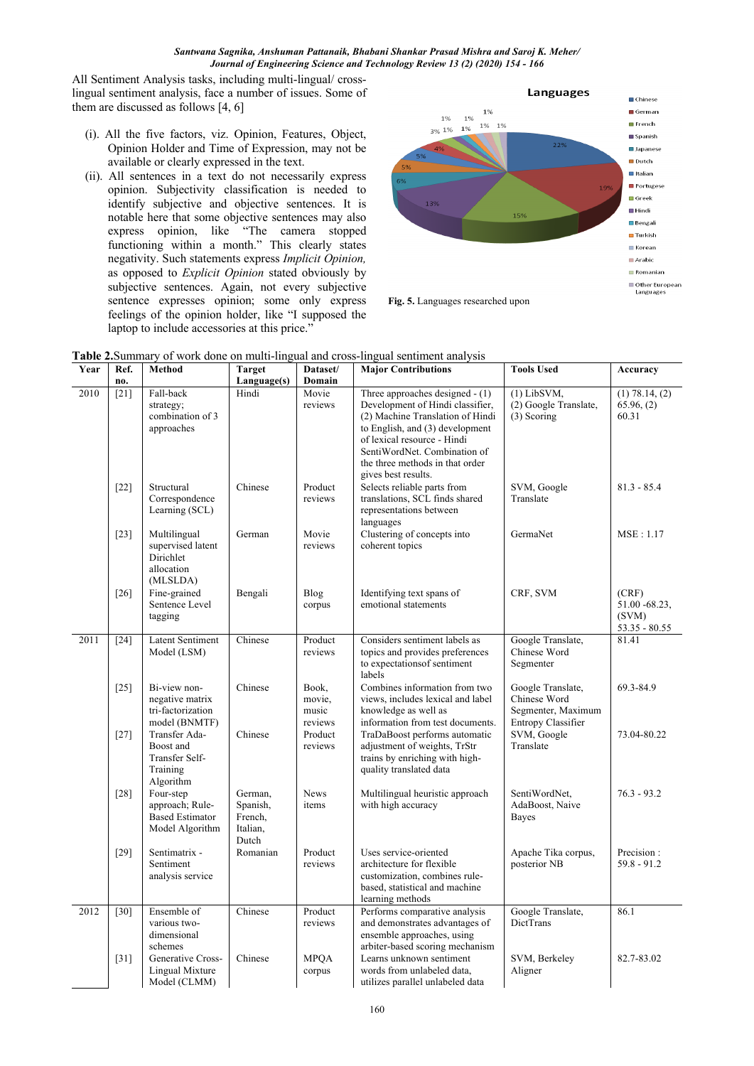All Sentiment Analysis tasks, including multi-lingual/ cross-lingual sentiment analysis, face a number of issues. Some of them are discussed as follows [4, 6]

(i). All the five factors, viz. Opinion, Features, Object, Opinion Holder and Time of Expression, may not be available or clearly expressed in the text.

(ii). All sentences in a text do not necessarily express opinion. Subjectivity classification is needed to identify subjective and objective sentences. It is notable here that some objective sentences may also express opinion, like "The camera stopped functioning within a month." This clearly states negativity. Such statements express *Implicit Opinion,* as opposed to *Explicit Opinion* stated obviously by subjective sentences. Again, not every subjective sentence expresses opinion; some only express feelings of the opinion holder, like "I supposed the laptop to include accessories at this price."

Fig. 5. Languages researched upon

**Table 2.**Summary of work done on multi-lingual and cross-lingual sentiment analysis

| Year | Ref. no. | Method | Target Language(s) | Dataset/ Domain | Major Contributions | Tools Used | Accuracy |
|---|---|---|---|---|---|---|---|
| 2010 | [21] | Fall-back strategy; combination of 3 approaches | Hindi | Movie reviews | Three approaches designed - (1) Development of Hindi classifier, (2) Machine Translation of Hindi to English, and (3) development of lexical resource - Hindi SentiWordNet. Combination of the three methods in that order gives best results. | (1) LibSVM, (2) Google Translate, (3) Scoring | (1) 78.14, (2) 65.96, (2) 60.31 |
| | [22] | Structural Correspondence Learning (SCL) | Chinese | Product reviews | Selects reliable parts from translations, SCL finds shared representations between languages | SVM, Google Translate | 81.3 - 85.4 |
| | [23] | Multilingual supervised latent Dirichlet allocation (MLSLDA) | German | Movie reviews | Clustering of concepts into coherent topics | GermaNet | MSE : 1.17 |
| | [26] | Fine-grained Sentence Level tagging | Bengali | Blog corpus | Identifying text spans of emotional statements | CRF, SVM | (CRF) 51.00 -68.23, (SVM) 53.35 - 80.55 |
| 2011 | [24] | Latent Sentiment Model (LSM) | Chinese | Product reviews | Considers sentiment labels as topics and provides preferences to expectationsof sentiment labels | Google Translate, Chinese Word Segmenter | 81.41 |
| | [25] | Bi-view non-negative matrix tri-factorization model (BNMTF) | Chinese | Book, movie, music reviews | Combines information from two views, includes lexical and label knowledge as well as information from test documents. | Google Translate, Chinese Word Segmenter, Maximum Entropy Classifier | 69.3-84.9 |
| | [27] | Transfer Ada-Boost and Transfer Self-Training Algorithm | Chinese | Product reviews | TraDaBoost performs automatic adjustment of weights, TrStr trains by enriching with high-quality translated data | SVM, Google Translate | 73.04-80.22 |
| | [28] | Four-step approach; Rule-Based Estimator Model Algorithm | German, Spanish, French, Italian, Dutch | News items | Multilingual heuristic approach with high accuracy | SentiWordNet, AdaBoost, Naive Bayes | 76.3 - 93.2 |
| | [29] | Sentimatrix - Sentiment analysis service | Romanian | Product reviews | Uses service-oriented architecture for flexible customization, combines rule-based, statistical and machine learning methods | Apache Tika corpus, posterior NB | Precision : 59.8 - 91.2 |
| 2012 | [30] | Ensemble of various two-dimensional schemes | Chinese | Product reviews | Performs comparative analysis and demonstrates advantages of ensemble approaches, using arbiter-based scoring mechanism | Google Translate, DictTrans | 86.1 |
| | [31] | Generative Cross-Lingual Mixture Model (CLMM) | Chinese | MPQA corpus | Learns unknown sentiment words from unlabeled data, utilizes parallel unlabeled data | SVM, Berkeley Aligner | 82.7-83.02 |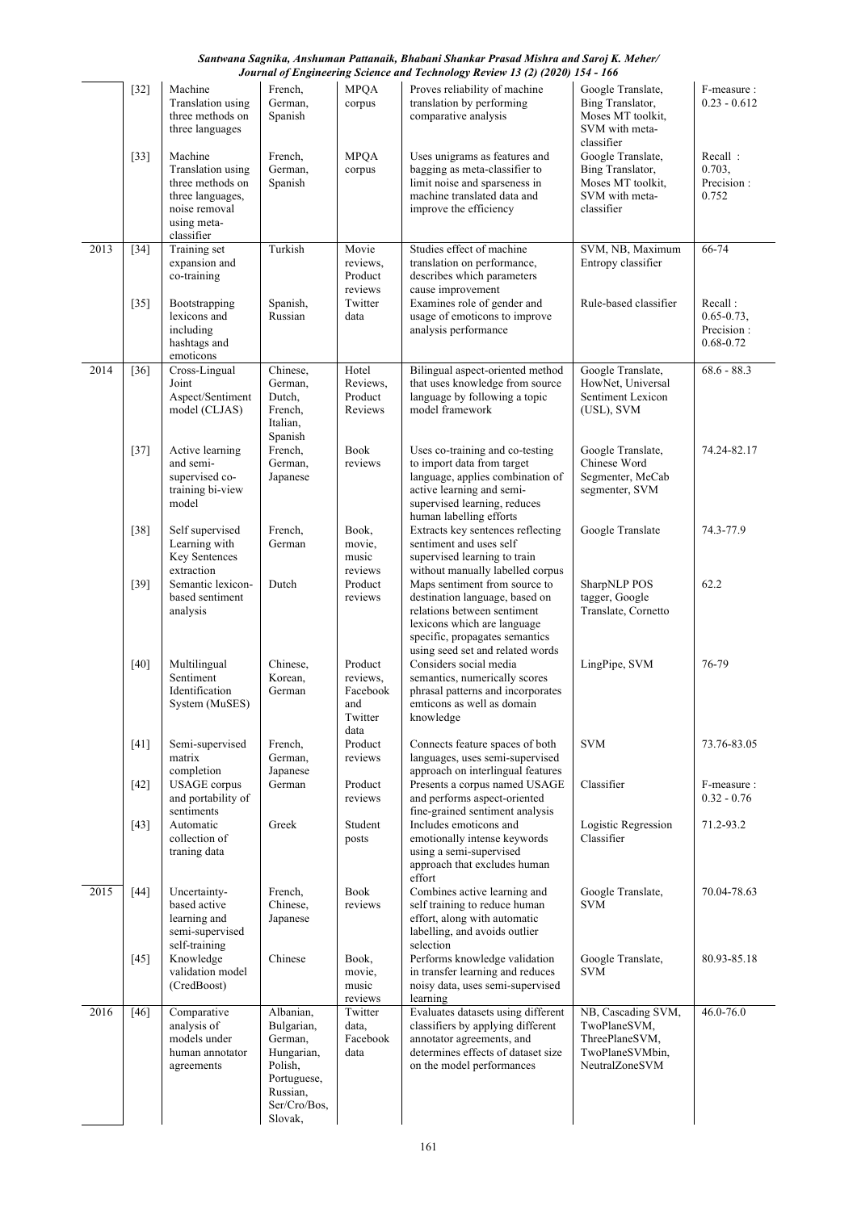| | [32] | Machine Translation using three methods on three languages | French, German, Spanish | MPQA corpus | Proves reliability of machine translation by performing comparative analysis | Google Translate, Bing Translator, Moses MT toolkit, SVM with meta-classifier | F-measure : 0.23 - 0.612 |
|---|---|---|---|---|---|---|---|
| | [33] | Machine Translation using three methods on three languages, noise removal using meta-classifier | French, German, Spanish | MPQA corpus | Uses unigrams as features and bagging as meta-classifier to limit noise and sparseness in machine translated data and improve the efficiency | Google Translate, Bing Translator, Moses MT toolkit, SVM with meta-classifier | Recall : 0.703, Precision : 0.752 |
| 2013 | [34] | Training set expansion and co-training | Turkish | Movie reviews, Product reviews | Studies effect of machine translation on performance, describes which parameters cause improvement | SVM, NB, Maximum Entropy classifier | 66-74 |
| | [35] | Bootstrapping lexicons and including hashtags and emoticons | Spanish, Russian | Twitter data | Examines role of gender and usage of emoticons to improve analysis performance | Rule-based classifier | Recall : 0.65-0.73, Precision : 0.68-0.72 |
| 2014 | [36] | Cross-Lingual Joint Aspect/Sentiment model (CLJAS) | Chinese, German, Dutch, French, Italian, Spanish | Hotel Reviews, Product Reviews | Bilingual aspect-oriented method that uses knowledge from source language by following a topic model framework | Google Translate, HowNet, Universal Sentiment Lexicon (USL), SVM | 68.6 - 88.3 |
| | [37] | Active learning and semi-supervised co-training bi-view model | French, German, Japanese | Book reviews | Uses co-training and co-testing to import data from target language, applies combination of active learning and semi-supervised learning, reduces human labelling efforts | Google Translate, Chinese Word Segmenter, MeCab segmenter, SVM | 74.24-82.17 |
| | [38] | Self supervised Learning with Key Sentences extraction | French, German | Book, movie, music reviews | Extracts key sentences reflecting sentiment and uses self supervised learning to train without manually labelled corpus | Google Translate | 74.3-77.9 |
| | [39] | Semantic lexicon-based sentiment analysis | Dutch | Product reviews | Maps sentiment from source to destination language, based on relations between sentiment lexicons which are language specific, propagates semantics using seed set and related words | SharpNLP POS tagger, Google Translate, Cornetto | 62.2 |
| | [40] | Multilingual Sentiment Identification System (MuSES) | Chinese, Korean, German | Product reviews, Facebook and Twitter data | Considers social media semantics, numerically scores phrasal patterns and incorporates emticons as well as domain knowledge | LingPipe, SVM | 76-79 |
| | [41] | Semi-supervised matrix completion | French, German, Japanese | Product reviews | Connects feature spaces of both languages, uses semi-supervised approach on interlingual features | SVM | 73.76-83.05 |
| | [42] | USAGE corpus and portability of sentiments | German | Product reviews | Presents a corpus named USAGE and performs aspect-oriented fine-grained sentiment analysis | Classifier | F-measure : 0.32 - 0.76 |
| | [43] | Automatic collection of traning data | Greek | Student posts | Includes emoticons and emotionally intense keywords using a semi-supervised approach that excludes human effort | Logistic Regression Classifier | 71.2-93.2 |
| 2015 | [44] | Uncertainty-based active learning and semi-supervised self-training | French, Chinese, Japanese | Book reviews | Combines active learning and self training to reduce human effort, along with automatic labelling, and avoids outlier selection | Google Translate, SVM | 70.04-78.63 |
| | [45] | Knowledge validation model (CredBoost) | Chinese | Book, movie, music reviews | Performs knowledge validation in transfer learning and reduces noisy data, uses semi-supervised learning | Google Translate, SVM | 80.93-85.18 |
| 2016 | [46] | Comparative analysis of models under human annotator agreements | Albanian, Bulgarian, German, Hungarian, Polish, Portuguese, Russian, Ser/Cro/Bos, Slovak, | Twitter data, Facebook data | Evaluates datasets using different classifiers by applying different annotator agreements, and determines effects of dataset size on the model performances | NB, Cascading SVM, TwoPlaneSVM, ThreePlaneSVM, TwoPlaneSVMbin, NeutralZoneSVM | 46.0-76.0 |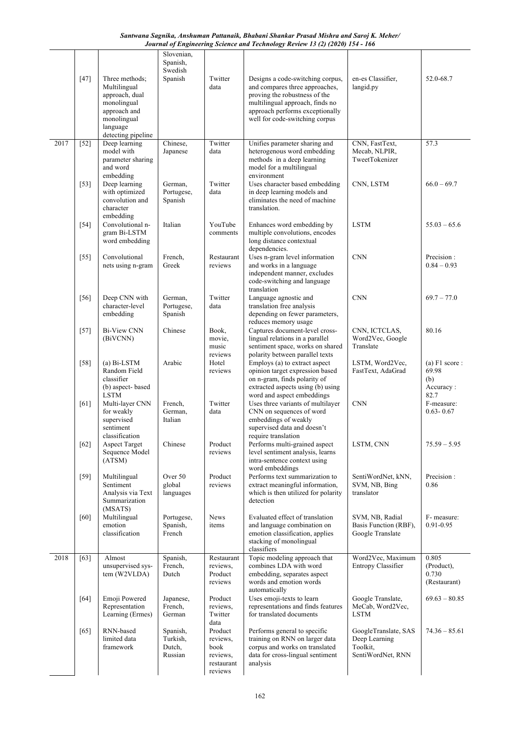| | | | Slovenian, Spanish, Swedish | | | | |
|---|---|---|---|---|---|---|---|
| | [47] | Three methods; Multilingual approach, dual monolingual approach and monolingual language detecting pipeline | Spanish | Twitter data | Designs a code-switching corpus, and compares three approaches, proving the robustness of the multilingual approach, finds no approach performs exceptionally well for code-switching corpus | en-es Classifier, langid.py | 52.0-68.7 |
| 2017 | [52] | Deep learning model with parameter sharing and word embedding | Chinese, Japanese | Twitter data | Unifies parameter sharing and heterogenous word embedding methods in a deep learning model for a multilingual environment | CNN, FastText, Mecab, NLPIR, TweetTokenizer | 57.3 |
| | [53] | Deep learning with optimized convolution and character embedding | German, Portugese, Spanish | Twitter data | Uses character based embedding in deep learning models and eliminates the need of machine translation. | CNN, LSTM | 66.0 – 69.7 |
| | [54] | Convolutional n-gram Bi-LSTM word embedding | Italian | YouTube comments | Enhances word embedding by multiple convolutions, encodes long distance contextual dependencies. | LSTM | 55.03 – 65.6 |
| | [55] | Convolutional nets using n-gram | French, Greek | Restaurant reviews | Uses n-gram level information and works in a language independent manner, excludes code-switching and language translation | CNN | Precision : 0.84 – 0.93 |
| | [56] | Deep CNN with character-level embedding | German, Portugese, Spanish | Twitter data | Language agnostic and translation free analysis depending on fewer parameters, reduces memory usage | CNN | 69.7 – 77.0 |
| | [57] | Bi-View CNN (BiVCNN) | Chinese | Book, movie, music reviews | Captures document-level cross-lingual relations in a parallel sentiment space, works on shared polarity between parallel texts | CNN, ICTCLAS, Word2Vec, Google Translate | 80.16 |
| | [58] | (a) Bi-LSTM Random Field classifier (b) aspect- based LSTM | Arabic | Hotel reviews | Employs (a) to extract aspect opinion target expression based on n-gram, finds polarity of extracted aspects using (b) using word and aspect embeddings | LSTM, Word2Vec, FastText, AdaGrad | (a) F1 score : 69.98 (b) Accuracy : 82.7 |
| | [61] | Multi-layer CNN for weakly supervised sentiment classification | French, German, Italian | Twitter data | Uses three variants of multilayer CNN on sequences of word embeddings of weakly supervised data and doesn't require translation | CNN | F-measure: 0.63- 0.67 |
| | [62] | Aspect Target Sequence Model (ATSM) | Chinese | Product reviews | Performs multi-grained aspect level sentiment analysis, learns intra-sentence context using word embeddings | LSTM, CNN | 75.59 – 5.95 |
| | [59] | Multilingual Sentiment Analysis via Text Summarization (MSATS) | Over 50 global languages | Product reviews | Performs text summarization to extract meaningful information, which is then utilized for polarity detection | SentiWordNet, kNN, SVM, NB, Bing translator | Precision : 0.86 |
| | [60] | Multilingual emotion classification | Portugese, Spanish, French | News items | Evaluated effect of translation and language combination on emotion classification, applies stacking of monolingual classifiers | SVM, NB, Radial Basis Function (RBF), Google Translate | F- measure: 0.91-0.95 |
| 2018 | [63] | Almost unsupervised system (W2VLDA) | Spanish, French, Dutch | Restaurant reviews, Product reviews | Topic modeling approach that combines LDA with word embedding, separates aspect words and emotion words automatically | Word2Vec, Maximum Entropy Classifier | 0.805 (Product), 0.730 (Restaurant) |
| | [64] | Emoji Powered Representation Learning (Ermes) | Japanese, French, German | Product reviews, Twitter data | Uses emoji-texts to learn representations and finds features for translated documents | Google Translate, MeCab, Word2Vec, LSTM | 69.63 – 80.85 |
| | [65] | RNN-based limited data framework | Spanish, Turkish, Dutch, Russian | Product reviews, book reviews, restaurant reviews | Performs general to specific training on RNN on larger data corpus and works on translated data for cross-lingual sentiment analysis | GoogleTranslate, SAS Deep Learning Toolkit, SentiWordNet, RNN | 74.36 – 85.61 |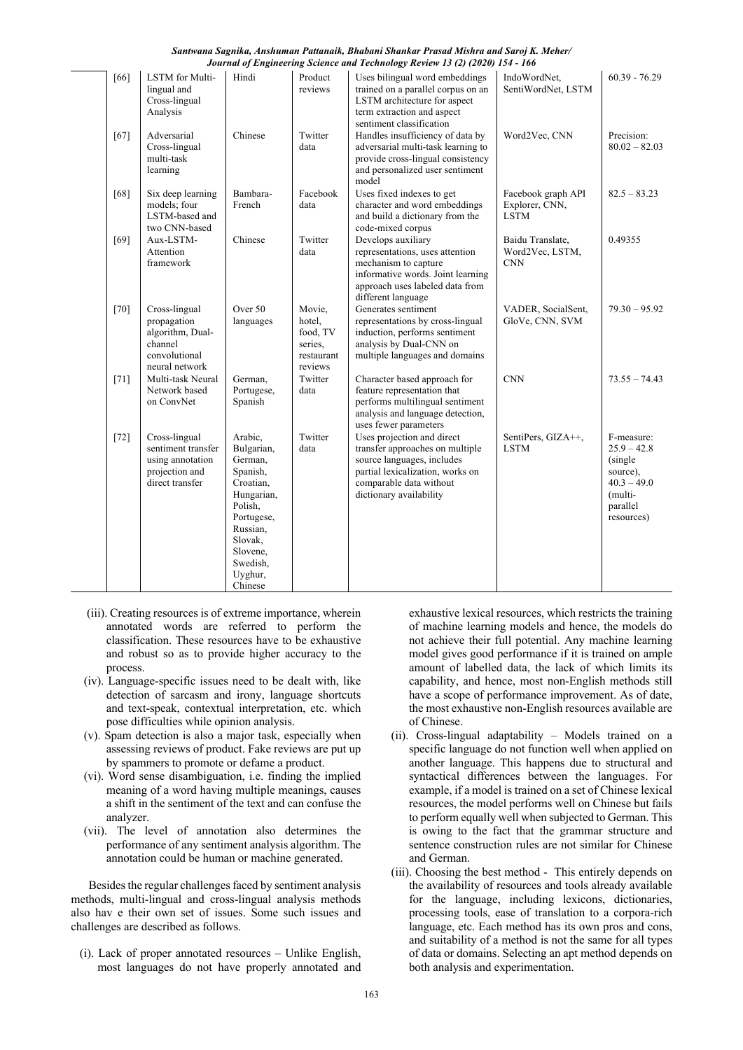| [66] | LSTM for Multi-lingual and Cross-lingual Analysis | Hindi | Product reviews | Uses bilingual word embeddings trained on a parallel corpus on an LSTM architecture for aspect term extraction and aspect sentiment classification | IndoWordNet, SentiWordNet, LSTM | 60.39 - 76.29 |
|---|---|---|---|---|---|---|
| [67] | Adversarial Cross-lingual multi-task learning | Chinese | Twitter data | Handles insufficiency of data by adversarial multi-task learning to provide cross-lingual consistency and personalized user sentiment model | Word2Vec, CNN | Precision: 80.02 – 82.03 |
| [68] | Six deep learning models; four LSTM-based and two CNN-based | Bambara-French | Facebook data | Uses fixed indexes to get character and word embeddings and build a dictionary from the code-mixed corpus | Facebook graph API Explorer, CNN, LSTM | 82.5 – 83.23 |
| [69] | Aux-LSTM-Attention framework | Chinese | Twitter data | Develops auxiliary representations, uses attention mechanism to capture informative words. Joint learning approach uses labeled data from different language | Baidu Translate, Word2Vec, LSTM, CNN | 0.49355 |
| [70] | Cross-lingual propagation algorithm, Dual-channel convolutional neural network | Over 50 languages | Movie, hotel, food, TV series, restaurant reviews | Generates sentiment representations by cross-lingual induction, performs sentiment analysis by Dual-CNN on multiple languages and domains | VADER, SocialSent, GloVe, CNN, SVM | 79.30 – 95.92 |
| [71] | Multi-task Neural Network based on ConvNet | German, Portugese, Spanish | Twitter data | Character based approach for feature representation that performs multilingual sentiment analysis and language detection, uses fewer parameters | CNN | 73.55 – 74.43 |
| [72] | Cross-lingual sentiment transfer using annotation projection and direct transfer | Arabic, Bulgarian, German, Spanish, Croatian, Hungarian, Polish, Portugese, Russian, Slovak, Slovene, Swedish, Uyghur, Chinese | Twitter data | Uses projection and direct transfer approaches on multiple source languages, includes partial lexicalization, works on comparable data without dictionary availability | SentiPers, GIZA++, LSTM | F-measure: 25.9 – 42.8 (single source), 40.3 – 49.0 (multi-parallel resources) |

(iii). Creating resources is of extreme importance, wherein annotated words are referred to perform the classification. These resources have to be exhaustive and robust so as to provide higher accuracy to the process.

(iv). Language-specific issues need to be dealt with, like detection of sarcasm and irony, language shortcuts and text-speak, contextual interpretation, etc. which pose difficulties while opinion analysis.

(v). Spam detection is also a major task, especially when assessing reviews of product. Fake reviews are put up by spammers to promote or defame a product.

(vi). Word sense disambiguation, i.e. finding the implied meaning of a word having multiple meanings, causes a shift in the sentiment of the text and can confuse the analyzer.

(vii). The level of annotation also determines the performance of any sentiment analysis algorithm. The annotation could be human or machine generated.

Besides the regular challenges faced by sentiment analysis methods, multi-lingual and cross-lingual analysis methods also hav e their own set of issues. Some such issues and challenges are described as follows.

(i). Lack of proper annotated resources – Unlike English, most languages do not have properly annotated and exhaustive lexical resources, which restricts the training of machine learning models and hence, the models do not achieve their full potential. Any machine learning model gives good performance if it is trained on ample amount of labelled data, the lack of which limits its capability, and hence, most non-English methods still have a scope of performance improvement. As of date, the most exhaustive non-English resources available are of Chinese.

(ii). Cross-lingual adaptability – Models trained on a specific language do not function well when applied on another language. This happens due to structural and syntactical differences between the languages. For example, if a model is trained on a set of Chinese lexical resources, the model performs well on Chinese but fails to perform equally well when subjected to German. This is owing to the fact that the grammar structure and sentence construction rules are not similar for Chinese and German.

(iii). Choosing the best method - This entirely depends on the availability of resources and tools already available for the language, including lexicons, dictionaries, processing tools, ease of translation to a corpora-rich language, etc. Each method has its own pros and cons, and suitability of a method is not the same for all types of data or domains. Selecting an apt method depends on both analysis and experimentation.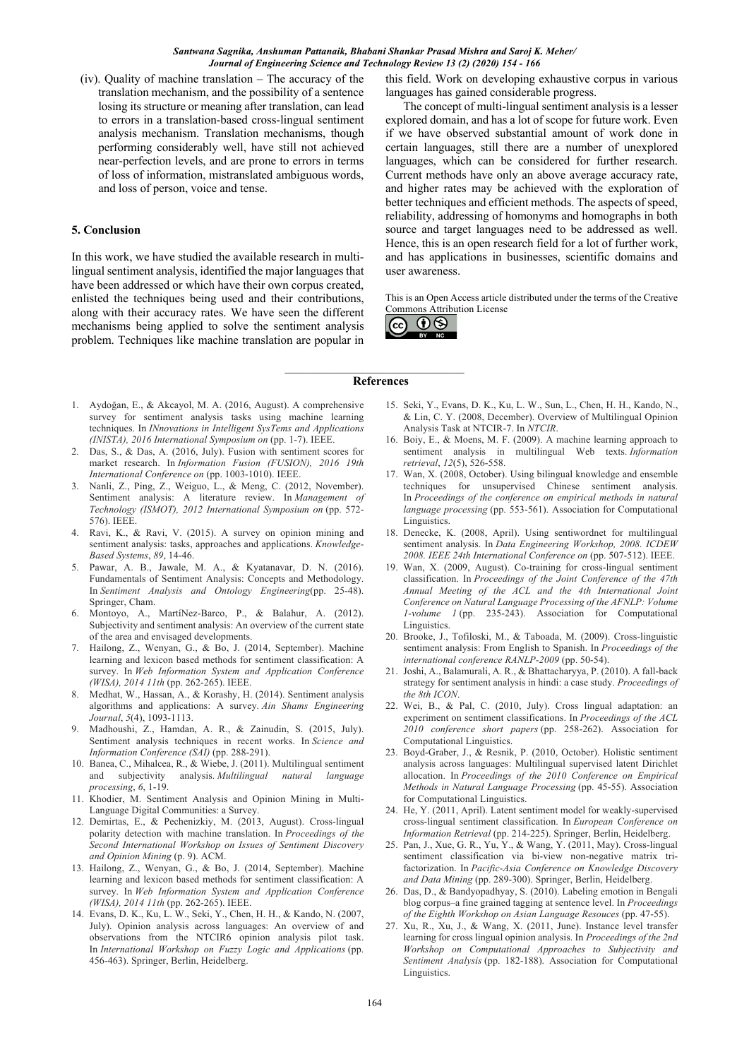(iv). Quality of machine translation – The accuracy of the translation mechanism, and the possibility of a sentence losing its structure or meaning after translation, can lead to errors in a translation-based cross-lingual sentiment analysis mechanism. Translation mechanisms, though performing considerably well, have still not achieved near-perfection levels, and are prone to errors in terms of loss of information, mistranslated ambiguous words, and loss of person, voice and tense.

## 5. Conclusion

In this work, we have studied the available research in multi-lingual sentiment analysis, identified the major languages that have been addressed or which have their own corpus created, enlisted the techniques being used and their contributions, along with their accuracy rates. We have seen the different mechanisms being applied to solve the sentiment analysis problem. Techniques like machine translation are popular in this field. Work on developing exhaustive corpus in various languages has gained considerable progress.

The concept of multi-lingual sentiment analysis is a lesser explored domain, and has a lot of scope for future work. Even if we have observed substantial amount of work done in certain languages, still there are a number of unexplored languages, which can be considered for further research. Current methods have only an above average accuracy rate, and higher rates may be achieved with the exploration of better techniques and efficient methods. The aspects of speed, reliability, addressing of homonyms and homographs in both source and target languages need to be addressed as well. Hence, this is an open research field for a lot of further work, and has applications in businesses, scientific domains and user awareness.

This is an Open Access article distributed under the terms of the Creative Commons Attribution License

## References

1. Aydoğan, E., & Akcayol, M. A. (2016, August). A comprehensive survey for sentiment analysis tasks using machine learning techniques. In *INnovations in Intelligent SysTems and Applications (INISTA), 2016 International Symposium on* (pp. 1-7). IEEE.
2. Das, S., & Das, A. (2016, July). Fusion with sentiment scores for market research. In *Information Fusion (FUSION), 2016 19th International Conference on* (pp. 1003-1010). IEEE.
3. Nanli, Z., Ping, Z., Weiguo, L., & Meng, C. (2012, November). Sentiment analysis: A literature review. In *Management of Technology (ISMOT), 2012 International Symposium on* (pp. 572-576). IEEE.
4. Ravi, K., & Ravi, V. (2015). A survey on opinion mining and sentiment analysis: tasks, approaches and applications. *Knowledge-Based Systems*, *89*, 14-46.
5. Pawar, A. B., Jawale, M. A., & Kyatanavar, D. N. (2016). Fundamentals of Sentiment Analysis: Concepts and Methodology. In *Sentiment Analysis and Ontology Engineering*(pp. 25-48). Springer, Cham.
6. Montoyo, A., MartíNez-Barco, P., & Balahur, A. (2012). Subjectivity and sentiment analysis: An overview of the current state of the area and envisaged developments.
7. Hailong, Z., Wenyan, G., & Bo, J. (2014, September). Machine learning and lexicon based methods for sentiment classification: A survey. In *Web Information System and Application Conference (WISA), 2014 11th* (pp. 262-265). IEEE.
8. Medhat, W., Hassan, A., & Korashy, H. (2014). Sentiment analysis algorithms and applications: A survey. *Ain Shams Engineering Journal*, *5*(4), 1093-1113.
9. Madhoushi, Z., Hamdan, A. R., & Zainudin, S. (2015, July). Sentiment analysis techniques in recent works. In *Science and Information Conference (SAI)* (pp. 288-291).
10. Banea, C., Mihalcea, R., & Wiebe, J. (2011). Multilingual sentiment and subjectivity analysis. *Multilingual natural language processing*, *6*, 1-19.
11. Khodier, M. Sentiment Analysis and Opinion Mining in Multi-Language Digital Communities: a Survey.
12. Demirtas, E., & Pechenizkiy, M. (2013, August). Cross-lingual polarity detection with machine translation. In *Proceedings of the Second International Workshop on Issues of Sentiment Discovery and Opinion Mining* (p. 9). ACM.
13. Hailong, Z., Wenyan, G., & Bo, J. (2014, September). Machine learning and lexicon based methods for sentiment classification: A survey. In *Web Information System and Application Conference (WISA), 2014 11th* (pp. 262-265). IEEE.
14. Evans, D. K., Ku, L. W., Seki, Y., Chen, H. H., & Kando, N. (2007, July). Opinion analysis across languages: An overview of and observations from the NTCIR6 opinion analysis pilot task. In *International Workshop on Fuzzy Logic and Applications* (pp. 456-463). Springer, Berlin, Heidelberg.
15. Seki, Y., Evans, D. K., Ku, L. W., Sun, L., Chen, H. H., Kando, N., & Lin, C. Y. (2008, December). Overview of Multilingual Opinion Analysis Task at NTCIR-7. In *NTCIR*.
16. Boiy, E., & Moens, M. F. (2009). A machine learning approach to sentiment analysis in multilingual Web texts. *Information retrieval*, *12*(5), 526-558.
17. Wan, X. (2008, October). Using bilingual knowledge and ensemble techniques for unsupervised Chinese sentiment analysis. In *Proceedings of the conference on empirical methods in natural language processing* (pp. 553-561). Association for Computational Linguistics.
18. Denecke, K. (2008, April). Using sentiwordnet for multilingual sentiment analysis. In *Data Engineering Workshop, 2008. ICDEW 2008. IEEE 24th International Conference on* (pp. 507-512). IEEE.
19. Wan, X. (2009, August). Co-training for cross-lingual sentiment classification. In *Proceedings of the Joint Conference of the 47th Annual Meeting of the ACL and the 4th International Joint Conference on Natural Language Processing of the AFNLP: Volume 1-volume 1* (pp. 235-243). Association for Computational Linguistics.
20. Brooke, J., Tofiloski, M., & Taboada, M. (2009). Cross-linguistic sentiment analysis: From English to Spanish. In *Proceedings of the international conference RANLP-2009* (pp. 50-54).
21. Joshi, A., Balamurali, A. R., & Bhattacharyya, P. (2010). A fall-back strategy for sentiment analysis in hindi: a case study. *Proceedings of the 8th ICON*.
22. Wei, B., & Pal, C. (2010, July). Cross lingual adaptation: an experiment on sentiment classifications. In *Proceedings of the ACL 2010 conference short papers* (pp. 258-262). Association for Computational Linguistics.
23. Boyd-Graber, J., & Resnik, P. (2010, October). Holistic sentiment analysis across languages: Multilingual supervised latent Dirichlet allocation. In *Proceedings of the 2010 Conference on Empirical Methods in Natural Language Processing* (pp. 45-55). Association for Computational Linguistics.
24. He, Y. (2011, April). Latent sentiment model for weakly-supervised cross-lingual sentiment classification. In *European Conference on Information Retrieval* (pp. 214-225). Springer, Berlin, Heidelberg.
25. Pan, J., Xue, G. R., Yu, Y., & Wang, Y. (2011, May). Cross-lingual sentiment classification via bi-view non-negative matrix tri-factorization. In *Pacific-Asia Conference on Knowledge Discovery and Data Mining* (pp. 289-300). Springer, Berlin, Heidelberg.
26. Das, D., & Bandyopadhyay, S. (2010). Labeling emotion in Bengali blog corpus–a fine grained tagging at sentence level. In *Proceedings of the Eighth Workshop on Asian Language Resouces* (pp. 47-55).
27. Xu, R., Xu, J., & Wang, X. (2011, June). Instance level transfer learning for cross lingual opinion analysis. In *Proceedings of the 2nd Workshop on Computational Approaches to Subjectivity and Sentiment Analysis* (pp. 182-188). Association for Computational Linguistics.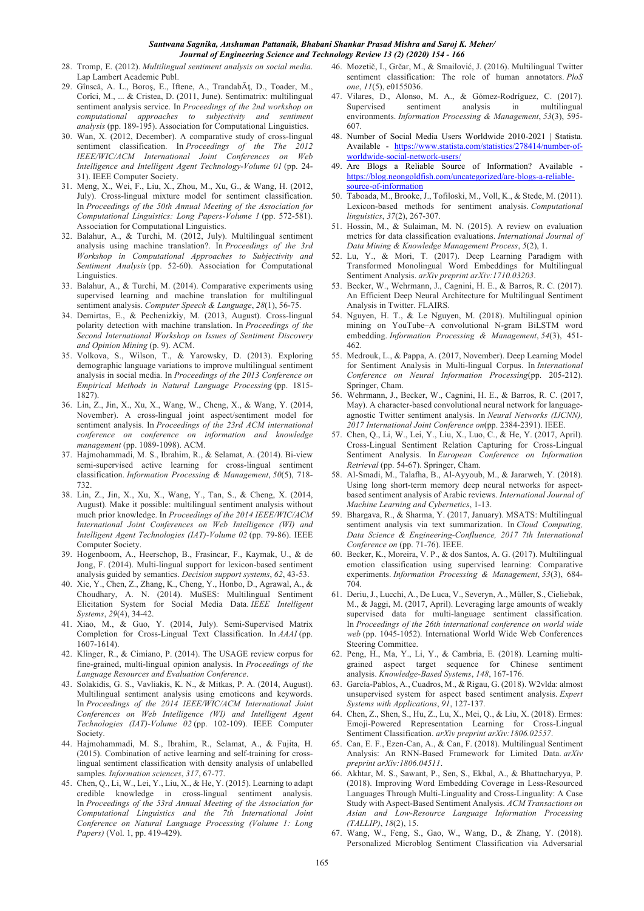28. Tromp, E. (2012). *Multilingual sentiment analysis on social media*. Lap Lambert Academic Publ.
29. Gînscă, A. L., Boroş, E., Iftene, A., TrandabĂţ, D., Toader, M., Corîci, M., ... & Cristea, D. (2011, June). Sentimatrix: multilingual sentiment analysis service. In *Proceedings of the 2nd workshop on computational approaches to subjectivity and sentiment analysis* (pp. 189-195). Association for Computational Linguistics.
30. Wan, X. (2012, December). A comparative study of cross-lingual sentiment classification. In *Proceedings of the The 2012 IEEE/WIC/ACM International Joint Conferences on Web Intelligence and Intelligent Agent Technology-Volume 01* (pp. 24-31). IEEE Computer Society.
31. Meng, X., Wei, F., Liu, X., Zhou, M., Xu, G., & Wang, H. (2012, July). Cross-lingual mixture model for sentiment classification. In *Proceedings of the 50th Annual Meeting of the Association for Computational Linguistics: Long Papers-Volume 1* (pp. 572-581). Association for Computational Linguistics.
32. Balahur, A., & Turchi, M. (2012, July). Multilingual sentiment analysis using machine translation?. In *Proceedings of the 3rd Workshop in Computational Approaches to Subjectivity and Sentiment Analysis* (pp. 52-60). Association for Computational Linguistics.
33. Balahur, A., & Turchi, M. (2014). Comparative experiments using supervised learning and machine translation for multilingual sentiment analysis. *Computer Speech & Language*, *28*(1), 56-75.
34. Demirtas, E., & Pechenizkiy, M. (2013, August). Cross-lingual polarity detection with machine translation. In *Proceedings of the Second International Workshop on Issues of Sentiment Discovery and Opinion Mining* (p. 9). ACM.
35. Volkova, S., Wilson, T., & Yarowsky, D. (2013). Exploring demographic language variations to improve multilingual sentiment analysis in social media. In *Proceedings of the 2013 Conference on Empirical Methods in Natural Language Processing* (pp. 1815-1827).
36. Lin, Z., Jin, X., Xu, X., Wang, W., Cheng, X., & Wang, Y. (2014, November). A cross-lingual joint aspect/sentiment model for sentiment analysis. In *Proceedings of the 23rd ACM international conference on conference on information and knowledge management* (pp. 1089-1098). ACM.
37. Hajmohammadi, M. S., Ibrahim, R., & Selamat, A. (2014). Bi-view semi-supervised active learning for cross-lingual sentiment classification. *Information Processing & Management*, *50*(5), 718-732.
38. Lin, Z., Jin, X., Xu, X., Wang, Y., Tan, S., & Cheng, X. (2014, August). Make it possible: multilingual sentiment analysis without much prior knowledge. In *Proceedings of the 2014 IEEE/WIC/ACM International Joint Conferences on Web Intelligence (WI) and Intelligent Agent Technologies (IAT)-Volume 02* (pp. 79-86). IEEE Computer Society.
39. Hogenboom, A., Heerschop, B., Frasincar, F., Kaymak, U., & de Jong, F. (2014). Multi-lingual support for lexicon-based sentiment analysis guided by semantics. *Decision support systems*, *62*, 43-53.
40. Xie, Y., Chen, Z., Zhang, K., Cheng, Y., Honbo, D., Agrawal, A., & Choudhary, A. N. (2014). MuSES: Multilingual Sentiment Elicitation System for Social Media Data. *IEEE Intelligent Systems*, *29*(4), 34-42.
41. Xiao, M., & Guo, Y. (2014, July). Semi-Supervised Matrix Completion for Cross-Lingual Text Classification. In *AAAI* (pp. 1607-1614).
42. Klinger, R., & Cimiano, P. (2014). The USAGE review corpus for fine-grained, multi-lingual opinion analysis. In *Proceedings of the Language Resources and Evaluation Conference*.
43. Solakidis, G. S., Vavliakis, K. N., & Mitkas, P. A. (2014, August). Multilingual sentiment analysis using emoticons and keywords. In *Proceedings of the 2014 IEEE/WIC/ACM International Joint Conferences on Web Intelligence (WI) and Intelligent Agent Technologies (IAT)-Volume 02* (pp. 102-109). IEEE Computer Society.
44. Hajmohammadi, M. S., Ibrahim, R., Selamat, A., & Fujita, H. (2015). Combination of active learning and self-training for cross-lingual sentiment classification with density analysis of unlabelled samples. *Information sciences*, *317*, 67-77.
45. Chen, Q., Li, W., Lei, Y., Liu, X., & He, Y. (2015). Learning to adapt credible knowledge in cross-lingual sentiment analysis. In *Proceedings of the 53rd Annual Meeting of the Association for Computational Linguistics and the 7th International Joint Conference on Natural Language Processing (Volume 1: Long Papers)* (Vol. 1, pp. 419-429).
46. Mozetič, I., Grčar, M., & Smailović, J. (2016). Multilingual Twitter sentiment classification: The role of human annotators. *PloS one*, *11*(5), e0155036.
47. Vilares, D., Alonso, M. A., & Gómez-Rodríguez, C. (2017). Supervised sentiment analysis in multilingual environments. *Information Processing & Management*, *53*(3), 595-607.
48. Number of Social Media Users Worldwide 2010-2021 | Statista. Available - https://www.statista.com/statistics/278414/number-of-worldwide-social-network-users/
49. Are Blogs a Reliable Source of Information? Available - https://blog.neongoldfish.com/uncategorized/are-blogs-a-reliable-source-of-information
50. Taboada, M., Brooke, J., Tofiloski, M., Voll, K., & Stede, M. (2011). Lexicon-based methods for sentiment analysis. *Computational linguistics*, *37*(2), 267-307.
51. Hossin, M., & Sulaiman, M. N. (2015). A review on evaluation metrics for data classification evaluations. *International Journal of Data Mining & Knowledge Management Process*, *5*(2), 1.
52. Lu, Y., & Mori, T. (2017). Deep Learning Paradigm with Transformed Monolingual Word Embeddings for Multilingual Sentiment Analysis. *arXiv preprint arXiv:1710.03203*.
53. Becker, W., Wehrmann, J., Cagnini, H. E., & Barros, R. C. (2017). An Efficient Deep Neural Architecture for Multilingual Sentiment Analysis in Twitter. FLAIRS.
54. Nguyen, H. T., & Le Nguyen, M. (2018). Multilingual opinion mining on YouTube–A convolutional N-gram BiLSTM word embedding. *Information Processing & Management*, *54*(3), 451-462.
55. Medrouk, L., & Pappa, A. (2017, November). Deep Learning Model for Sentiment Analysis in Multi-lingual Corpus. In *International Conference on Neural Information Processing*(pp. 205-212). Springer, Cham.
56. Wehrmann, J., Becker, W., Cagnini, H. E., & Barros, R. C. (2017, May). A character-based convolutional neural network for language-agnostic Twitter sentiment analysis. In *Neural Networks (IJCNN), 2017 International Joint Conference on*(pp. 2384-2391). IEEE.
57. Chen, Q., Li, W., Lei, Y., Liu, X., Luo, C., & He, Y. (2017, April). Cross-Lingual Sentiment Relation Capturing for Cross-Lingual Sentiment Analysis. In *European Conference on Information Retrieval* (pp. 54-67). Springer, Cham.
58. Al-Smadi, M., Talafha, B., Al-Ayyoub, M., & Jararweh, Y. (2018). Using long short-term memory deep neural networks for aspect-based sentiment analysis of Arabic reviews. *International Journal of Machine Learning and Cybernetics*, 1-13.
59. Bhargava, R., & Sharma, Y. (2017, January). MSATS: Multilingual sentiment analysis via text summarization. In *Cloud Computing, Data Science & Engineering-Confluence, 2017 7th International Conference on* (pp. 71-76). IEEE.
60. Becker, K., Moreira, V. P., & dos Santos, A. G. (2017). Multilingual emotion classification using supervised learning: Comparative experiments. *Information Processing & Management*, *53*(3), 684-704.
61. Deriu, J., Lucchi, A., De Luca, V., Severyn, A., Müller, S., Cieliebak, M., & Jaggi, M. (2017, April). Leveraging large amounts of weakly supervised data for multi-language sentiment classification. In *Proceedings of the 26th international conference on world wide web* (pp. 1045-1052). International World Wide Web Conferences Steering Committee.
62. Peng, H., Ma, Y., Li, Y., & Cambria, E. (2018). Learning multi-grained aspect target sequence for Chinese sentiment analysis. *Knowledge-Based Systems*, *148*, 167-176.
63. García-Pablos, A., Cuadros, M., & Rigau, G. (2018). W2vlda: almost unsupervised system for aspect based sentiment analysis. *Expert Systems with Applications*, *91*, 127-137.
64. Chen, Z., Shen, S., Hu, Z., Lu, X., Mei, Q., & Liu, X. (2018). Ermes: Emoji-Powered Representation Learning for Cross-Lingual Sentiment Classification. *arXiv preprint arXiv:1806.02557*.
65. Can, E. F., Ezen-Can, A., & Can, F. (2018). Multilingual Sentiment Analysis: An RNN-Based Framework for Limited Data. *arXiv preprint arXiv:1806.04511*.
66. Akhtar, M. S., Sawant, P., Sen, S., Ekbal, A., & Bhattacharyya, P. (2018). Improving Word Embedding Coverage in Less-Resourced Languages Through Multi-Linguality and Cross-Linguality: A Case Study with Aspect-Based Sentiment Analysis. *ACM Transactions on Asian and Low-Resource Language Information Processing (TALLIP)*, *18*(2), 15.
67. Wang, W., Feng, S., Gao, W., Wang, D., & Zhang, Y. (2018). Personalized Microblog Sentiment Classification via Adversarial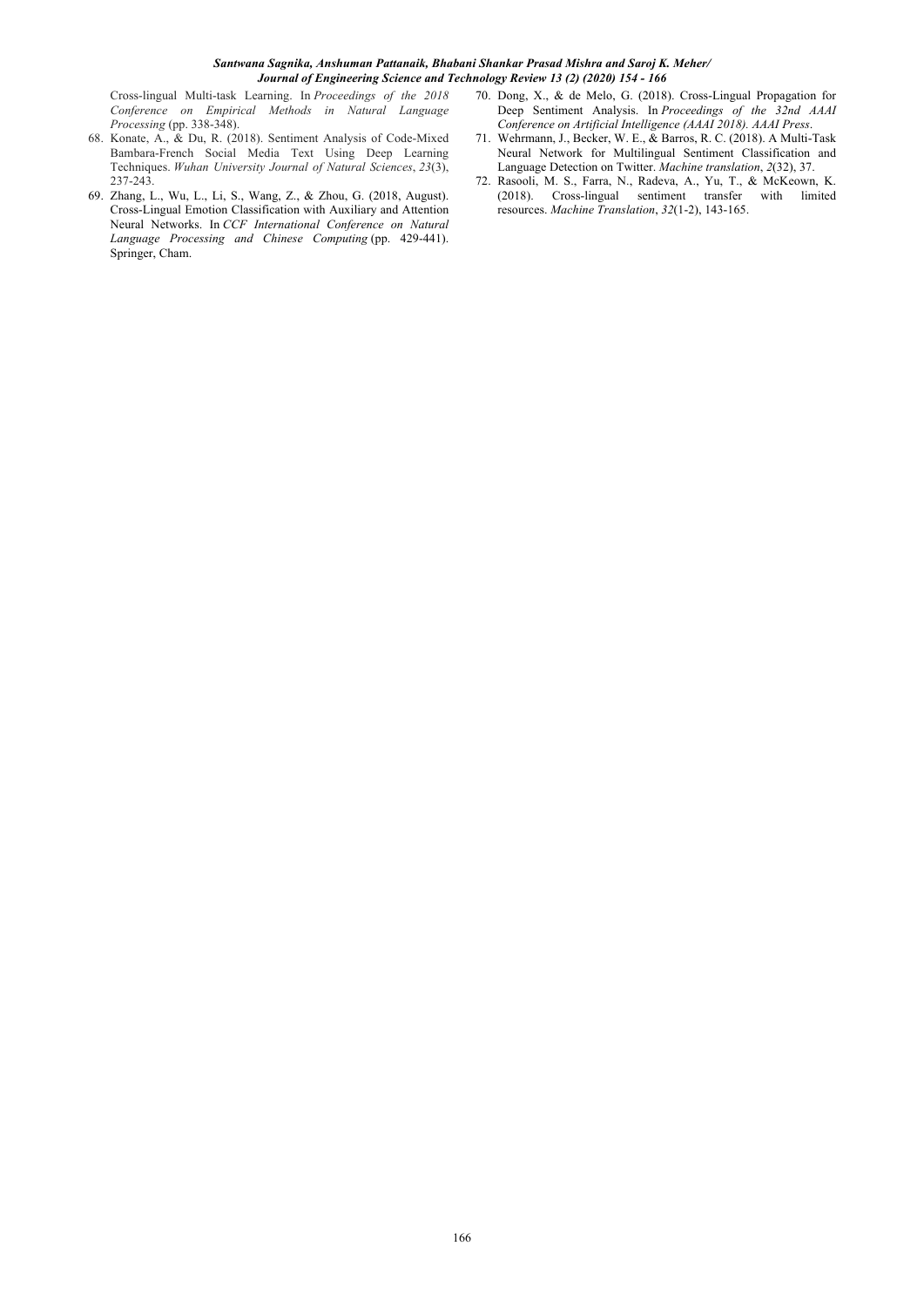Cross-lingual Multi-task Learning. In *Proceedings of the 2018 Conference on Empirical Methods in Natural Language Processing* (pp. 338-348).

68. Konate, A., & Du, R. (2018). Sentiment Analysis of Code-Mixed Bambara-French Social Media Text Using Deep Learning Techniques. *Wuhan University Journal of Natural Sciences*, *23*(3), 237-243.
69. Zhang, L., Wu, L., Li, S., Wang, Z., & Zhou, G. (2018, August). Cross-Lingual Emotion Classification with Auxiliary and Attention Neural Networks. In *CCF International Conference on Natural Language Processing and Chinese Computing* (pp. 429-441). Springer, Cham.
70. Dong, X., & de Melo, G. (2018). Cross-Lingual Propagation for Deep Sentiment Analysis. In *Proceedings of the 32nd AAAI Conference on Artificial Intelligence (AAAI 2018). AAAI Press*.
71. Wehrmann, J., Becker, W. E., & Barros, R. C. (2018). A Multi-Task Neural Network for Multilingual Sentiment Classification and Language Detection on Twitter. *Machine translation*, *2*(32), 37.
72. Rasooli, M. S., Farra, N., Radeva, A., Yu, T., & McKeown, K. (2018). Cross-lingual sentiment transfer with limited resources. *Machine Translation*, *32*(1-2), 143-165.